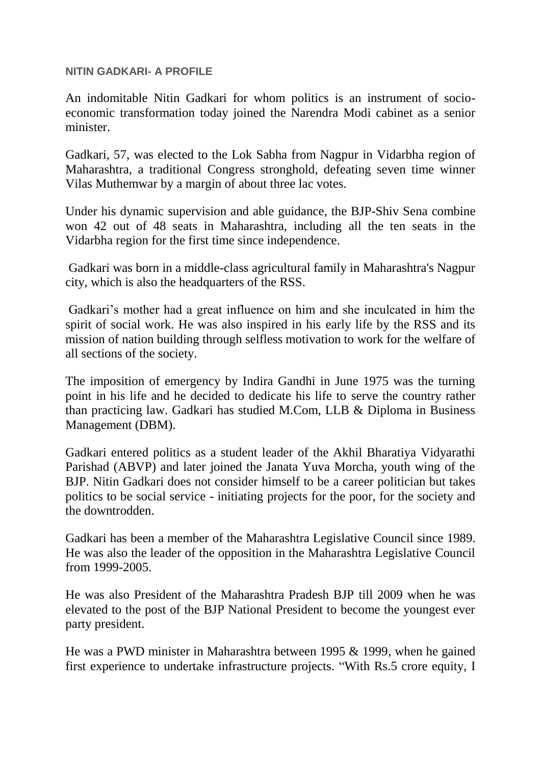# NITIN GADKARI- A PROFILE

An indomitable Nitin Gadkari for whom politics is an instrument of socio-economic transformation today joined the Narendra Modi cabinet as a senior minister.

Gadkari, 57, was elected to the Lok Sabha from Nagpur in Vidarbha region of Maharashtra, a traditional Congress stronghold, defeating seven time winner Vilas Muthemwar by a margin of about three lac votes.

Under his dynamic supervision and able guidance, the BJP-Shiv Sena combine won 42 out of 48 seats in Maharashtra, including all the ten seats in the Vidarbha region for the first time since independence.

Gadkari was born in a middle-class agricultural family in Maharashtra's Nagpur city, which is also the headquarters of the RSS.

Gadkari's mother had a great influence on him and she inculcated in him the spirit of social work. He was also inspired in his early life by the RSS and its mission of nation building through selfless motivation to work for the welfare of all sections of the society.

The imposition of emergency by Indira Gandhi in June 1975 was the turning point in his life and he decided to dedicate his life to serve the country rather than practicing law. Gadkari has studied M.Com, LLB & Diploma in Business Management (DBM).

Gadkari entered politics as a student leader of the Akhil Bharatiya Vidyarathi Parishad (ABVP) and later joined the Janata Yuva Morcha, youth wing of the BJP. Nitin Gadkari does not consider himself to be a career politician but takes politics to be social service - initiating projects for the poor, for the society and the downtrodden.

Gadkari has been a member of the Maharashtra Legislative Council since 1989. He was also the leader of the opposition in the Maharashtra Legislative Council from 1999-2005.

He was also President of the Maharashtra Pradesh BJP till 2009 when he was elevated to the post of the BJP National President to become the youngest ever party president.

He was a PWD minister in Maharashtra between 1995 & 1999, when he gained first experience to undertake infrastructure projects. "With Rs.5 crore equity, I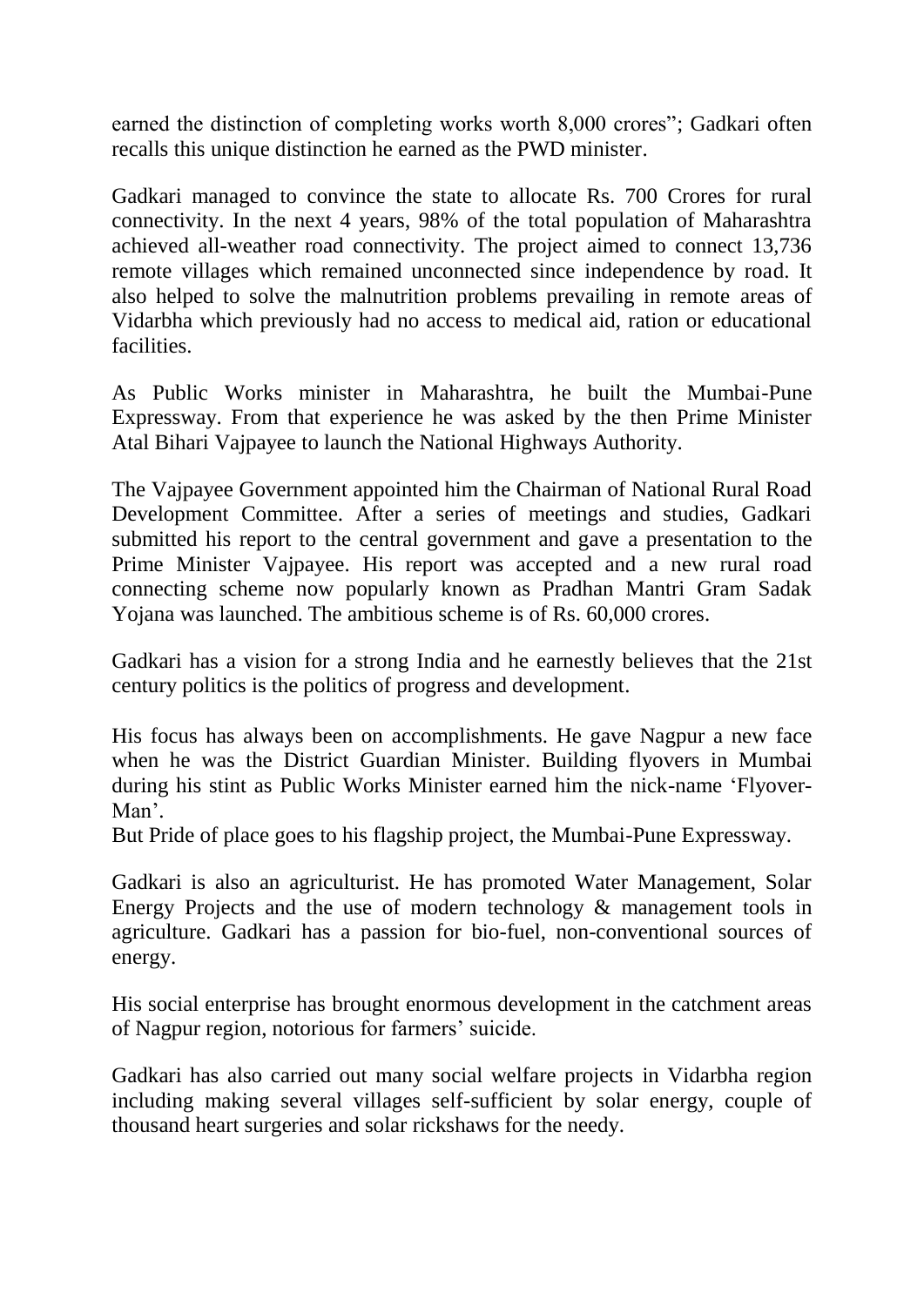earned the distinction of completing works worth 8,000 crores"; Gadkari often recalls this unique distinction he earned as the PWD minister.

Gadkari managed to convince the state to allocate Rs. 700 Crores for rural connectivity. In the next 4 years, 98% of the total population of Maharashtra achieved all-weather road connectivity. The project aimed to connect 13,736 remote villages which remained unconnected since independence by road. It also helped to solve the malnutrition problems prevailing in remote areas of Vidarbha which previously had no access to medical aid, ration or educational facilities.

As Public Works minister in Maharashtra, he built the Mumbai-Pune Expressway. From that experience he was asked by the then Prime Minister Atal Bihari Vajpayee to launch the National Highways Authority.

The Vajpayee Government appointed him the Chairman of National Rural Road Development Committee. After a series of meetings and studies, Gadkari submitted his report to the central government and gave a presentation to the Prime Minister Vajpayee. His report was accepted and a new rural road connecting scheme now popularly known as Pradhan Mantri Gram Sadak Yojana was launched. The ambitious scheme is of Rs. 60,000 crores.

Gadkari has a vision for a strong India and he earnestly believes that the 21st century politics is the politics of progress and development.

His focus has always been on accomplishments. He gave Nagpur a new face when he was the District Guardian Minister. Building flyovers in Mumbai during his stint as Public Works Minister earned him the nick-name 'Flyover-Man'.
But Pride of place goes to his flagship project, the Mumbai-Pune Expressway.

Gadkari is also an agriculturist. He has promoted Water Management, Solar Energy Projects and the use of modern technology & management tools in agriculture. Gadkari has a passion for bio-fuel, non-conventional sources of energy.

His social enterprise has brought enormous development in the catchment areas of Nagpur region, notorious for farmers' suicide.

Gadkari has also carried out many social welfare projects in Vidarbha region including making several villages self-sufficient by solar energy, couple of thousand heart surgeries and solar rickshaws for the needy.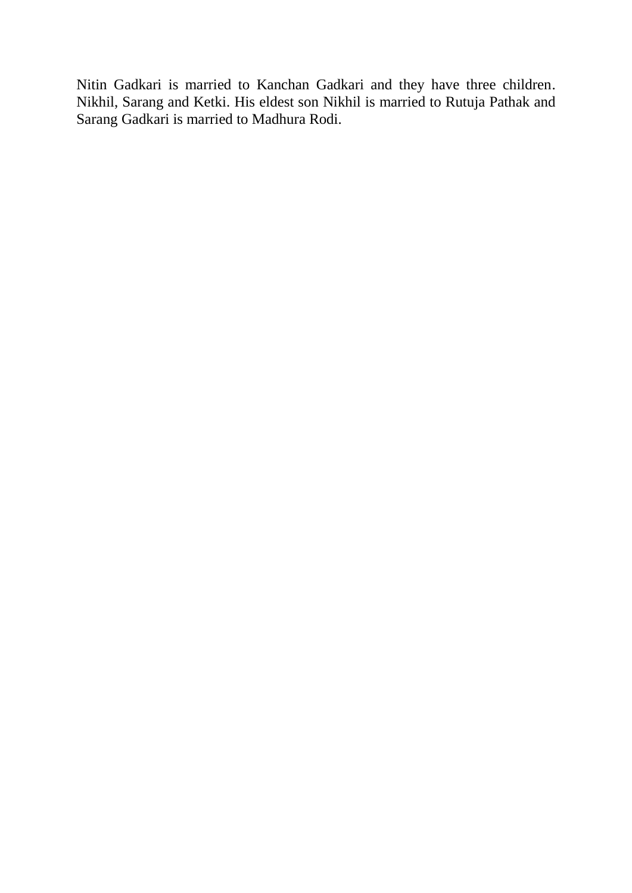Nitin Gadkari is married to Kanchan Gadkari and they have three children. Nikhil, Sarang and Ketki. His eldest son Nikhil is married to Rutuja Pathak and Sarang Gadkari is married to Madhura Rodi.